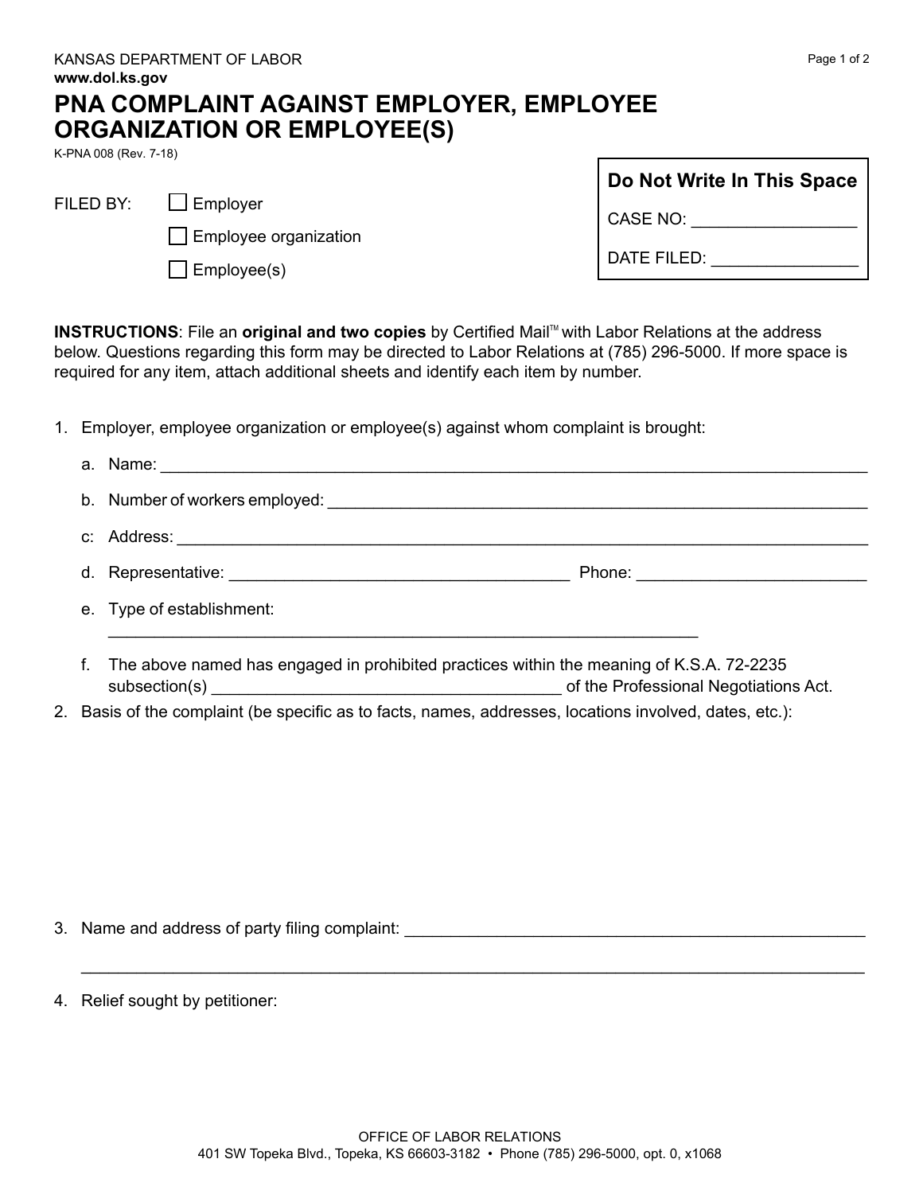KANSAS DEPARTMENT OF LABOR
**www.dol.ks.gov**

# PNA COMPLAINT AGAINST EMPLOYER, EMPLOYEE ORGANIZATION OR EMPLOYEE(S)

K-PNA 008 (Rev. 7-18)

FILED BY:
- ☐ Employer
- ☐ Employee organization
- ☐ Employee(s)

**Do Not Write In This Space**

CASE NO: __________________

DATE FILED: ________________

**INSTRUCTIONS**: File an **original and two copies** by Certified Mail™ with Labor Relations at the address below. Questions regarding this form may be directed to Labor Relations at (785) 296-5000. If more space is required for any item, attach additional sheets and identify each item by number.

1. Employer, employee organization or employee(s) against whom complaint is brought:

   a. Name: ______________________________________________________________________________

   b. Number of workers employed: ____________________________________________________________

   c: Address: ____________________________________________________________________________

   d. Representative: ______________________________________ Phone: __________________________

   e. Type of establishment:
   ___________________________________________________________________

   f. The above named has engaged in prohibited practices within the meaning of K.S.A. 72-2235 subsection(s) ______________________________________ of the Professional Negotiations Act.

2. Basis of the complaint (be specific as to facts, names, addresses, locations involved, dates, etc.):

3. Name and address of party filing complaint: ___________________________________________________

   ___________________________________________________________________________________

4. Relief sought by petitioner:

OFFICE OF LABOR RELATIONS
401 SW Topeka Blvd., Topeka, KS 66603-3182 • Phone (785) 296-5000, opt. 0, x1068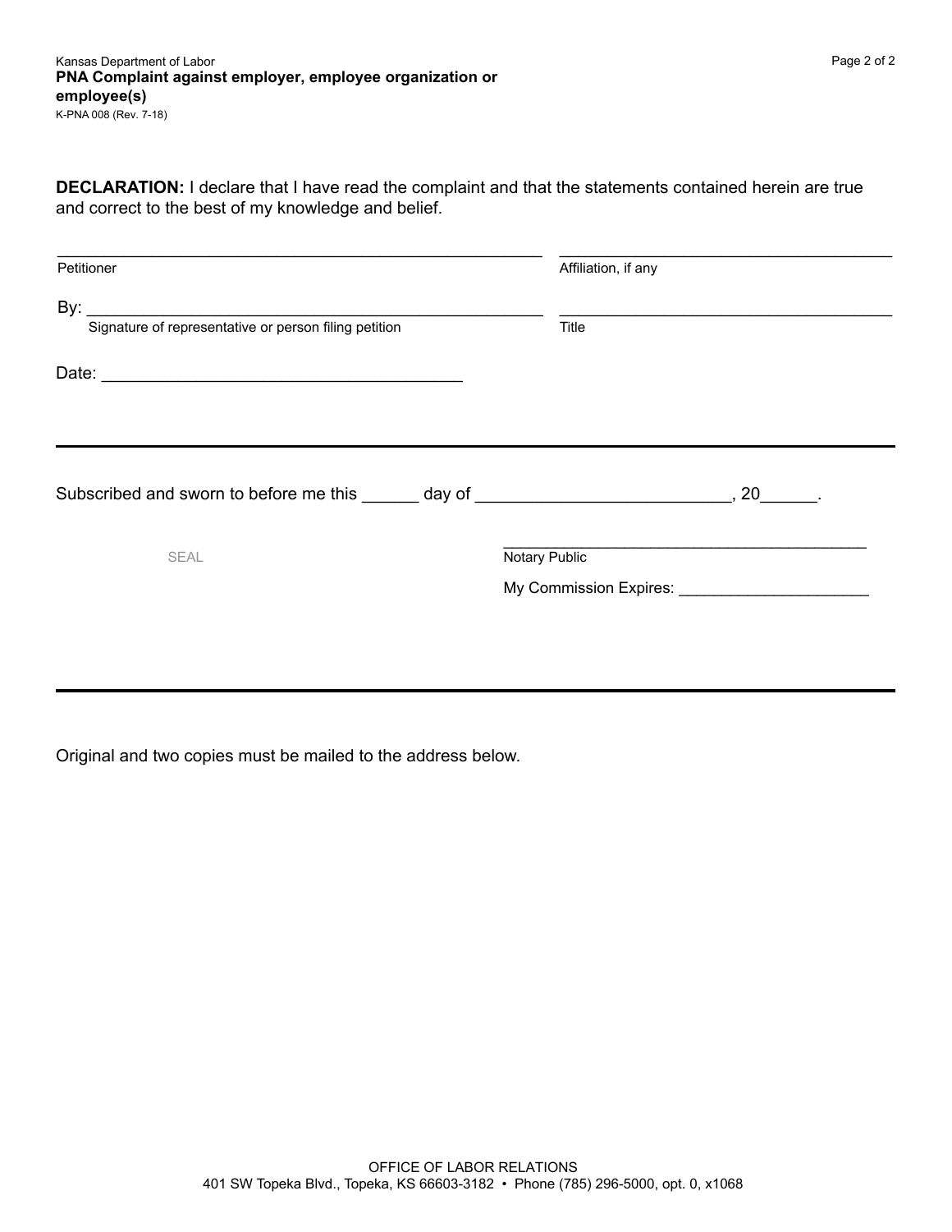**DECLARATION:** I declare that I have read the complaint and that the statements contained herein are true and correct to the best of my knowledge and belief.

_______________________________________________ &nbsp;&nbsp; ________________________________
Petitioner &nbsp;&nbsp; Affiliation, if any

By: ____________________________________________ &nbsp;&nbsp; ________________________________
Signature of representative or person filing petition &nbsp;&nbsp; Title

Date: ______________________________________

---

Subscribed and sworn to before me this ______ day of ___________________________, 20______.

SEAL

________________________________________
Notary Public

My Commission Expires: _____________________

---

Original and two copies must be mailed to the address below.

OFFICE OF LABOR RELATIONS
401 SW Topeka Blvd., Topeka, KS 66603-3182 • Phone (785) 296-5000, opt. 0, x1068